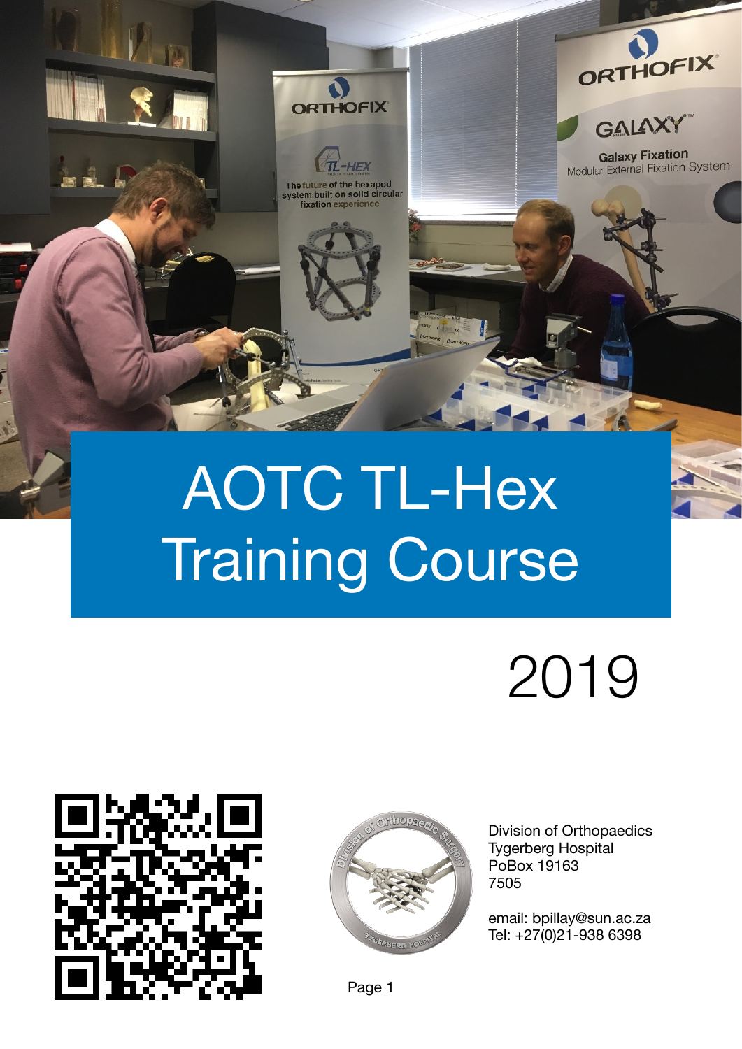# AOTC TL-Hex Training Course

2019

Division of Orthopaedics
Tygerberg Hospital
PoBox 19163
7505

email: bpillay@sun.ac.za
Tel: +27(0)21-938 6398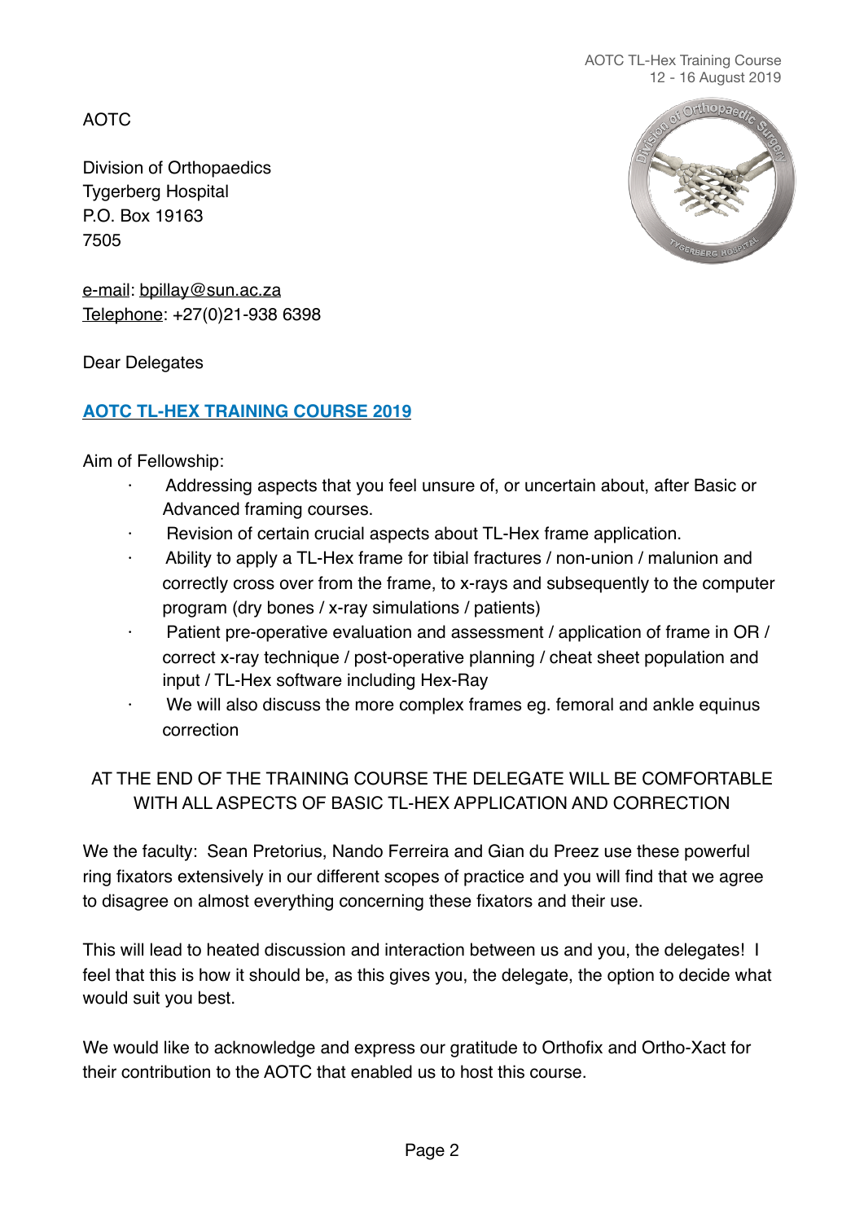AOTC

Division of Orthopaedics
Tygerberg Hospital
P.O. Box 19163
7505

e-mail: bpillay@sun.ac.za
Telephone: +27(0)21-938 6398

Dear Delegates

## AOTC TL-HEX TRAINING COURSE 2019

Aim of Fellowship:

- Addressing aspects that you feel unsure of, or uncertain about, after Basic or Advanced framing courses.
- Revision of certain crucial aspects about TL-Hex frame application.
- Ability to apply a TL-Hex frame for tibial fractures / non-union / malunion and correctly cross over from the frame, to x-rays and subsequently to the computer program (dry bones / x-ray simulations / patients)
- Patient pre-operative evaluation and assessment / application of frame in OR / correct x-ray technique / post-operative planning / cheat sheet population and input / TL-Hex software including Hex-Ray
- We will also discuss the more complex frames eg. femoral and ankle equinus correction

AT THE END OF THE TRAINING COURSE THE DELEGATE WILL BE COMFORTABLE WITH ALL ASPECTS OF BASIC TL-HEX APPLICATION AND CORRECTION

We the faculty: Sean Pretorius, Nando Ferreira and Gian du Preez use these powerful ring fixators extensively in our different scopes of practice and you will find that we agree to disagree on almost everything concerning these fixators and their use.

This will lead to heated discussion and interaction between us and you, the delegates! I feel that this is how it should be, as this gives you, the delegate, the option to decide what would suit you best.

We would like to acknowledge and express our gratitude to Orthofix and Ortho-Xact for their contribution to the AOTC that enabled us to host this course.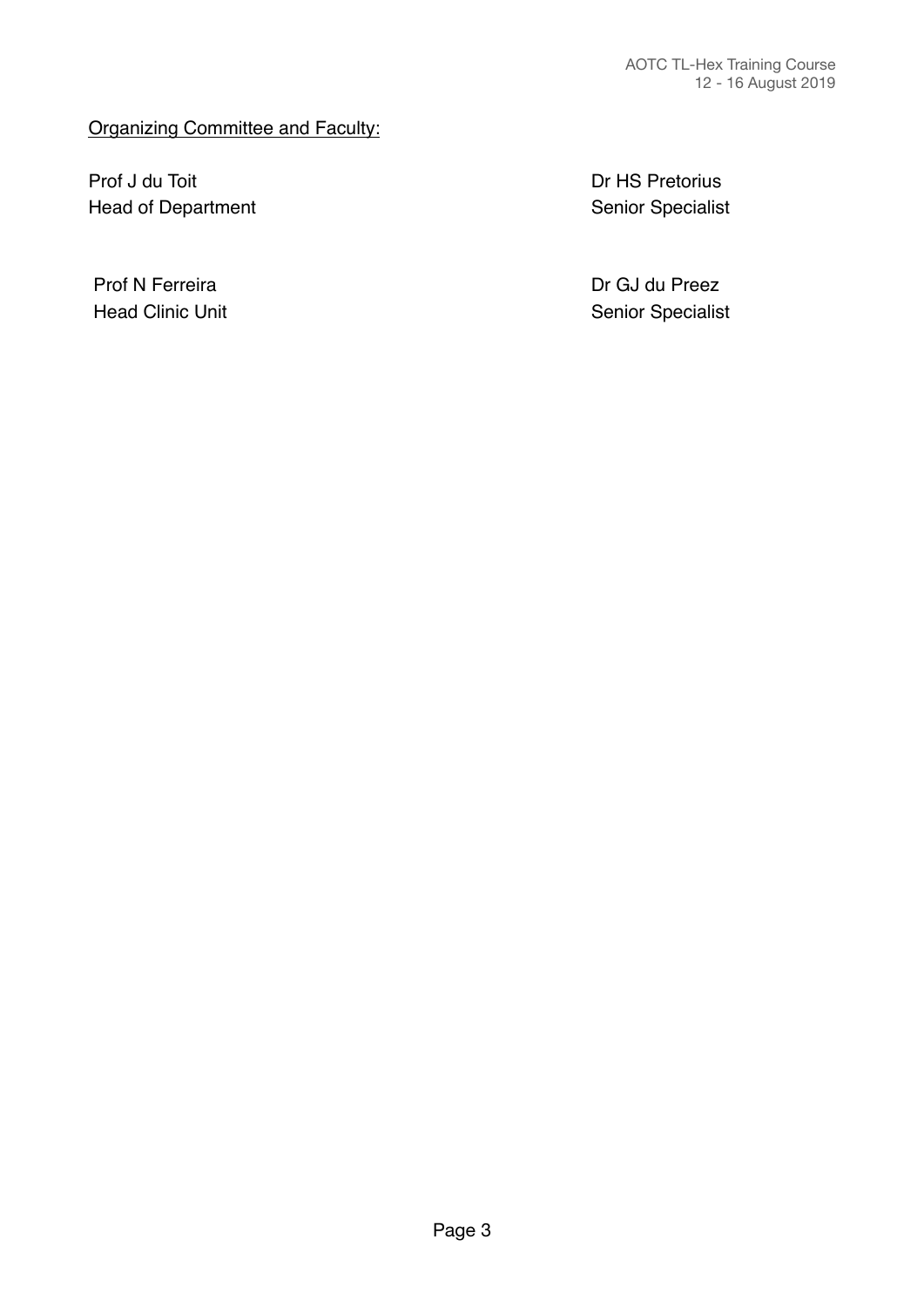Organizing Committee and Faculty:

Prof J du Toit
Head of Department

Dr HS Pretorius
Senior Specialist

Prof N Ferreira
Head Clinic Unit

Dr GJ du Preez
Senior Specialist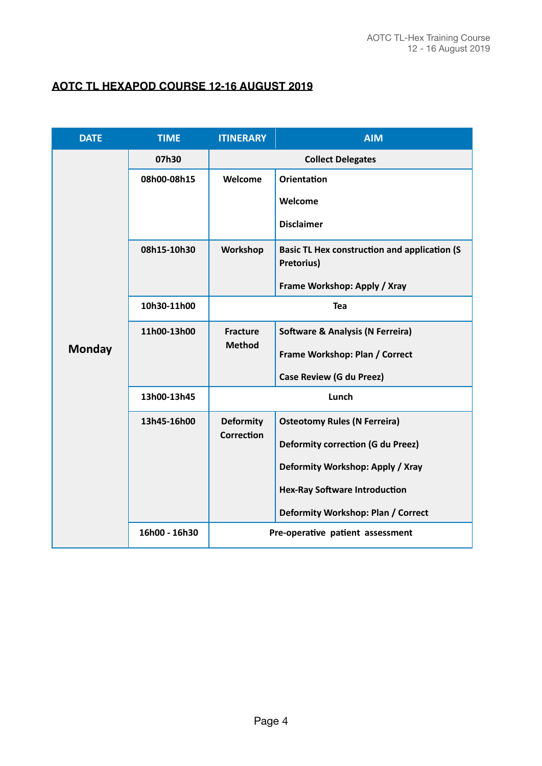## AOTC TL HEXAPOD COURSE 12-16 AUGUST 2019

| DATE | TIME | ITINERARY | AIM |
|---|---|---|---|
| Monday | 07h30 | Collect Delegates | |
| | 08h00-08h15 | Welcome | Orientation<br>Welcome<br>Disclaimer |
| | 08h15-10h30 | Workshop | Basic TL Hex construction and application (S Pretorius)<br>Frame Workshop: Apply / Xray |
| | 10h30-11h00 | Tea | |
| | 11h00-13h00 | Fracture Method | Software & Analysis (N Ferreira)<br>Frame Workshop: Plan / Correct<br>Case Review (G du Preez) |
| | 13h00-13h45 | Lunch | |
| | 13h45-16h00 | Deformity Correction | Osteotomy Rules (N Ferreira)<br>Deformity correction (G du Preez)<br>Deformity Workshop: Apply / Xray<br>Hex-Ray Software Introduction<br>Deformity Workshop: Plan / Correct |
| | 16h00 - 16h30 | Pre-operative patient assessment | |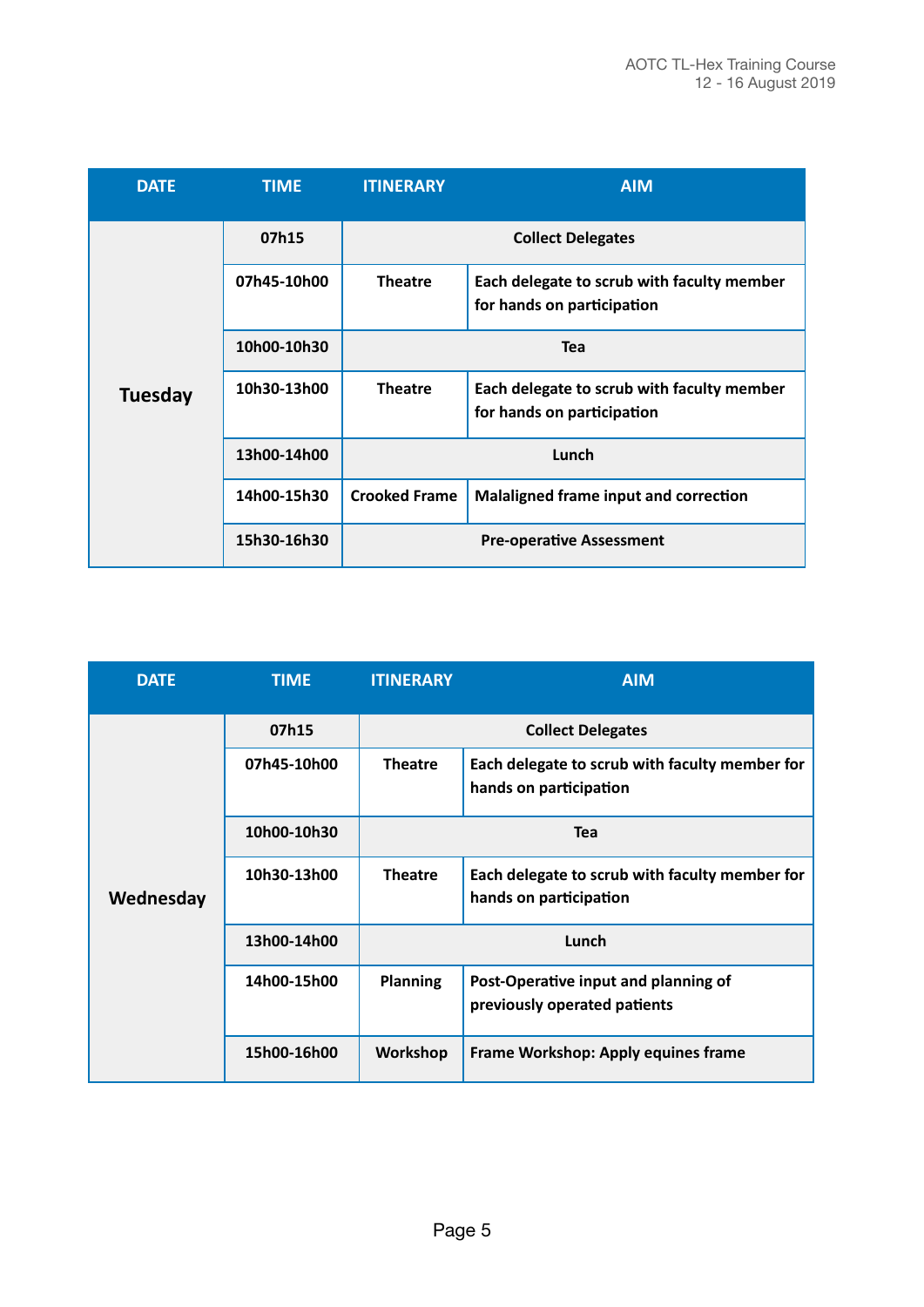| DATE | TIME | ITINERARY | AIM |
|---|---|---|---|
| Tuesday | 07h15 | Collect Delegates | |
| | 07h45-10h00 | Theatre | Each delegate to scrub with faculty member for hands on participation |
| | 10h00-10h30 | Tea | |
| | 10h30-13h00 | Theatre | Each delegate to scrub with faculty member for hands on participation |
| | 13h00-14h00 | Lunch | |
| | 14h00-15h30 | Crooked Frame | Malaligned frame input and correction |
| | 15h30-16h30 | Pre-operative Assessment | |

| DATE | TIME | ITINERARY | AIM |
|---|---|---|---|
| Wednesday | 07h15 | Collect Delegates | |
| | 07h45-10h00 | Theatre | Each delegate to scrub with faculty member for hands on participation |
| | 10h00-10h30 | Tea | |
| | 10h30-13h00 | Theatre | Each delegate to scrub with faculty member for hands on participation |
| | 13h00-14h00 | Lunch | |
| | 14h00-15h00 | Planning | Post-Operative input and planning of previously operated patients |
| | 15h00-16h00 | Workshop | Frame Workshop: Apply equines frame |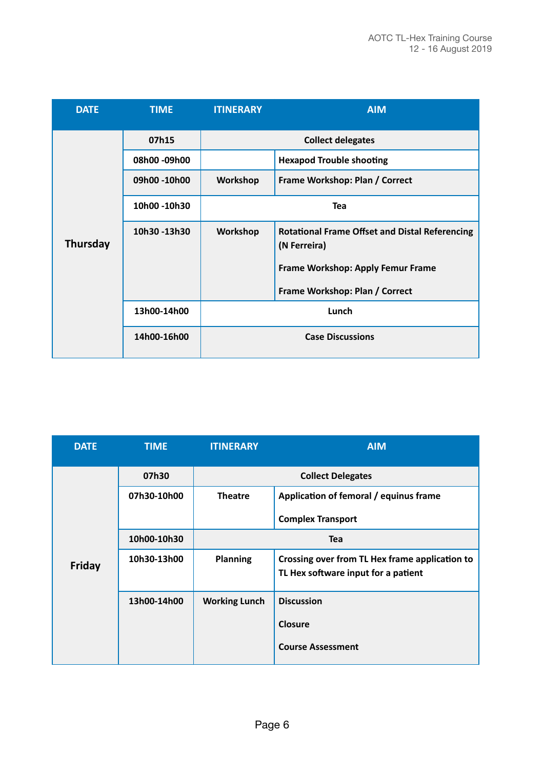| DATE | TIME | ITINERARY | AIM |
|---|---|---|---|
| Thursday | 07h15 | Collect delegates | |
| | 08h00 -09h00 | | Hexapod Trouble shooting |
| | 09h00 -10h00 | Workshop | Frame Workshop: Plan / Correct |
| | 10h00 -10h30 | Tea | |
| | 10h30 -13h30 | Workshop | Rotational Frame Offset and Distal Referencing (N Ferreira)<br><br>Frame Workshop: Apply Femur Frame<br><br>Frame Workshop: Plan / Correct |
| | 13h00-14h00 | Lunch | |
| | 14h00-16h00 | Case Discussions | |

| DATE | TIME | ITINERARY | AIM |
|---|---|---|---|
| Friday | 07h30 | Collect Delegates | |
| | 07h30-10h00 | Theatre | Application of femoral / equinus frame<br><br>Complex Transport |
| | 10h00-10h30 | Tea | |
| | 10h30-13h00 | Planning | Crossing over from TL Hex frame application to TL Hex software input for a patient |
| | 13h00-14h00 | Working Lunch | Discussion<br><br>Closure<br><br>Course Assessment |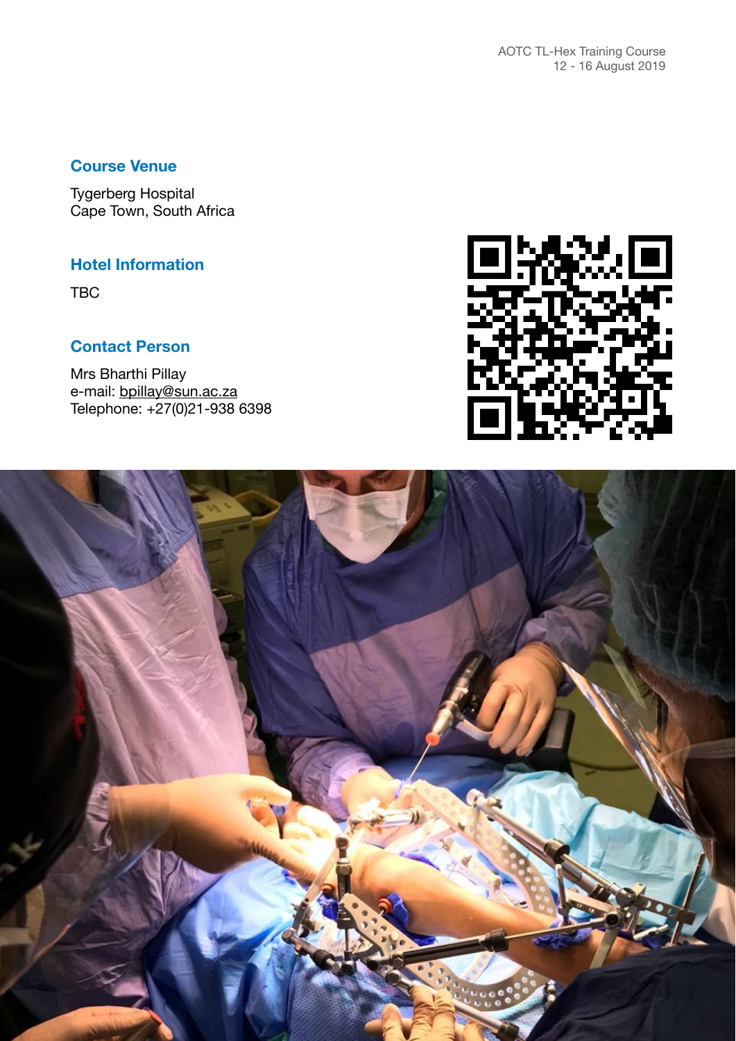## Course Venue

Tygerberg Hospital
Cape Town, South Africa

## Hotel Information

TBC

## Contact Person

Mrs Bharthi Pillay
e-mail: bpillay@sun.ac.za
Telephone: +27(0)21-938 6398